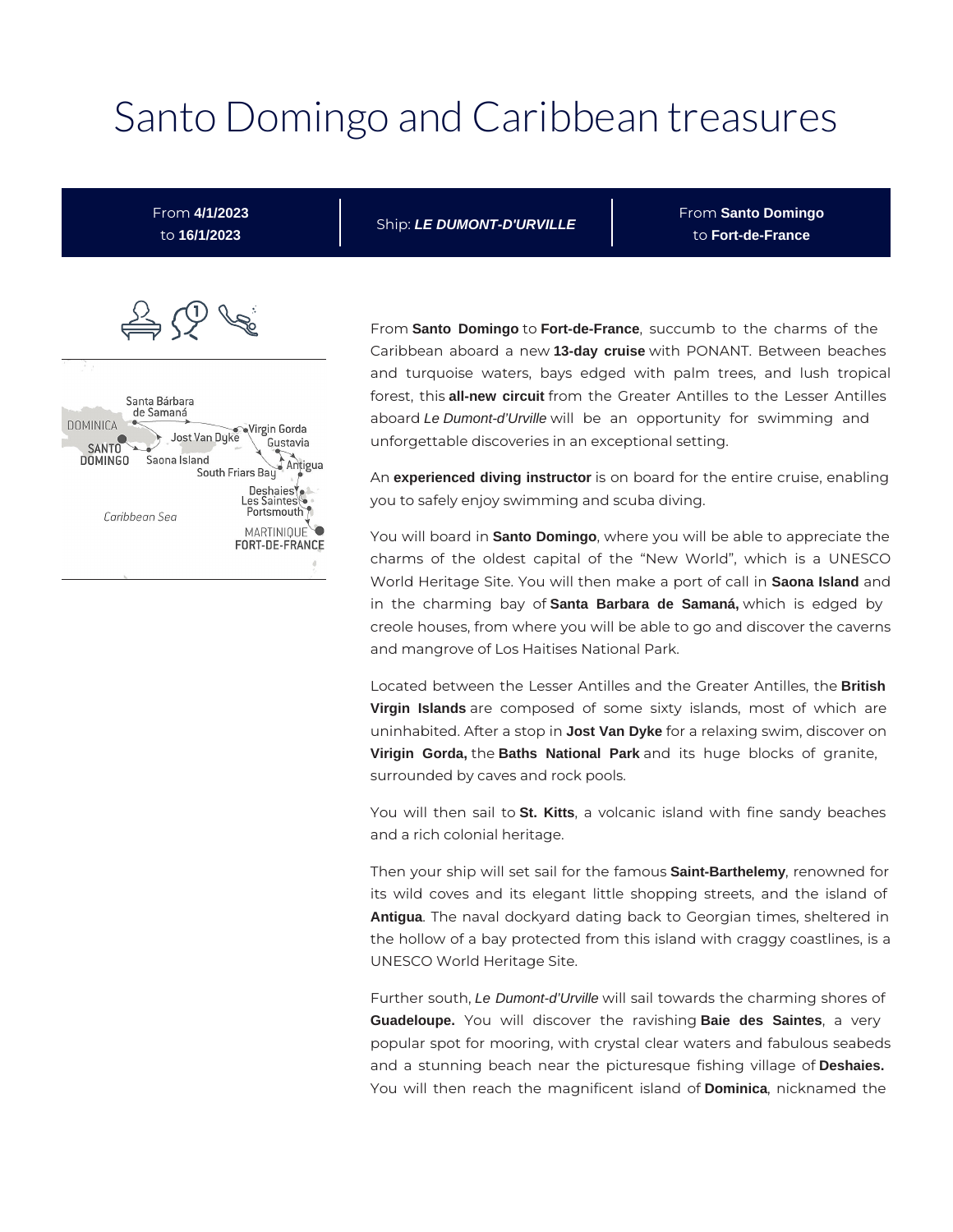# Santo Domingo and Caribbean treasures

| From **4/1/2023** to **16/1/2023** | Ship: ***LE DUMONT-D'URVILLE*** | From **Santo Domingo** to **Fort-de-France** |
|---|---|---|

From **Santo Domingo** to **Fort-de-France**, succumb to the charms of the Caribbean aboard a new **13-day cruise** with PONANT. Between beaches and turquoise waters, bays edged with palm trees, and lush tropical forest, this **all-new circuit** from the Greater Antilles to the Lesser Antilles aboard *Le Dumont-d'Urville* will be an opportunity for swimming and unforgettable discoveries in an exceptional setting.

An **experienced diving instructor** is on board for the entire cruise, enabling you to safely enjoy swimming and scuba diving.

You will board in **Santo Domingo**, where you will be able to appreciate the charms of the oldest capital of the "New World", which is a UNESCO World Heritage Site. You will then make a port of call in **Saona Island** and in the charming bay of **Santa Barbara de Samaná,** which is edged by creole houses, from where you will be able to go and discover the caverns and mangrove of Los Haitises National Park.

Located between the Lesser Antilles and the Greater Antilles, the **British Virgin Islands** are composed of some sixty islands, most of which are uninhabited. After a stop in **Jost Van Dyke** for a relaxing swim, discover on **Virigin Gorda,** the **Baths National Park** and its huge blocks of granite, surrounded by caves and rock pools.

You will then sail to **St. Kitts**, a volcanic island with fine sandy beaches and a rich colonial heritage.

Then your ship will set sail for the famous **Saint-Barthelemy**, renowned for its wild coves and its elegant little shopping streets, and the island of **Antigua**. The naval dockyard dating back to Georgian times, sheltered in the hollow of a bay protected from this island with craggy coastlines, is a UNESCO World Heritage Site.

Further south, *Le Dumont-d'Urville* will sail towards the charming shores of **Guadeloupe.** You will discover the ravishing **Baie des Saintes**, a very popular spot for mooring, with crystal clear waters and fabulous seabeds and a stunning beach near the picturesque fishing village of **Deshaies.** You will then reach the magnificent island of **Dominica**, nicknamed the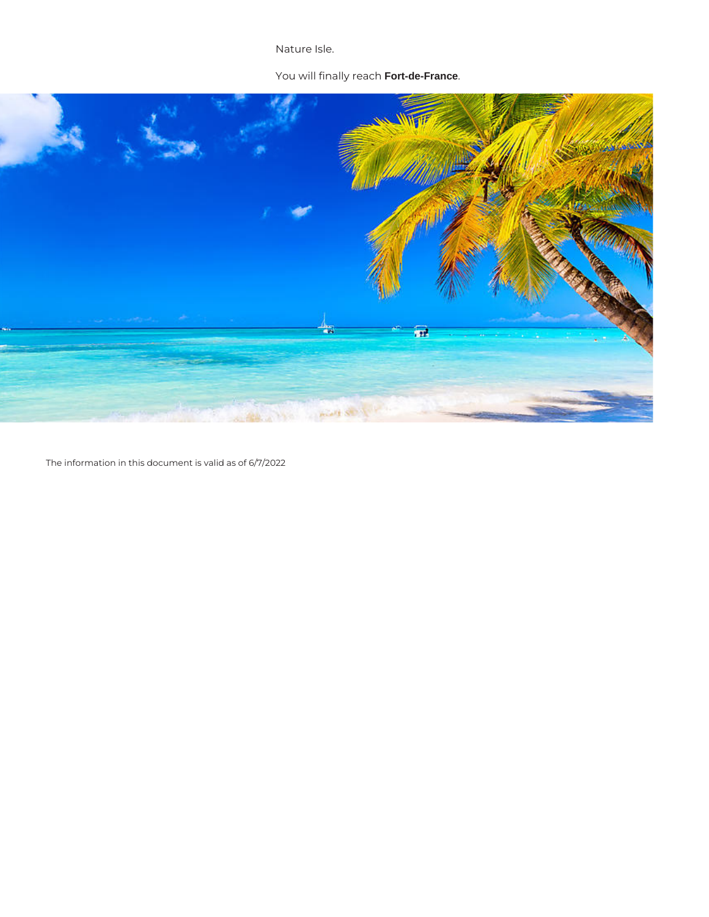Nature Isle.

You will finally reach **Fort-de-France**.

The information in this document is valid as of 6/7/2022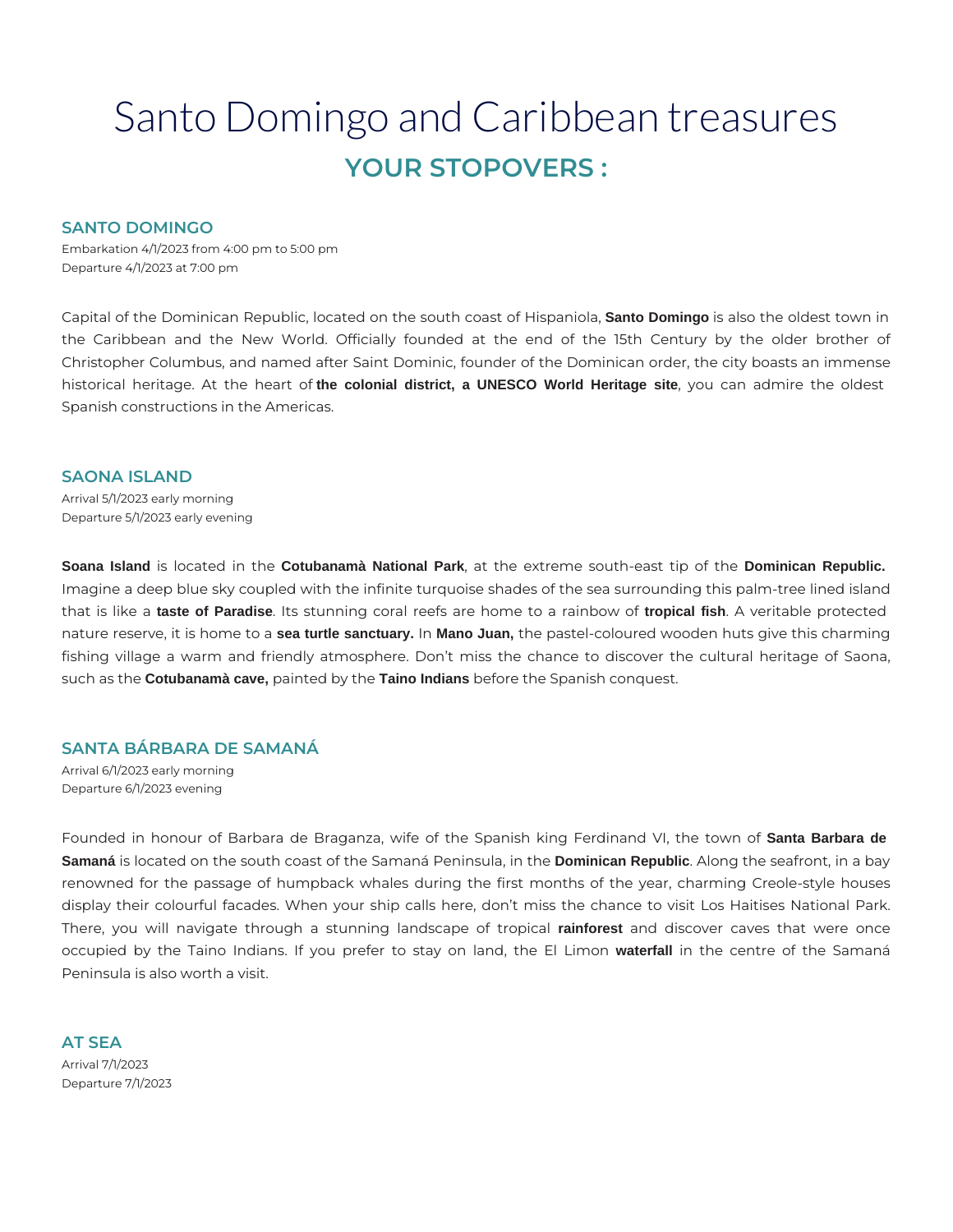# Santo Domingo and Caribbean treasures

## YOUR STOPOVERS :

### SANTO DOMINGO

Embarkation 4/1/2023 from 4:00 pm to 5:00 pm
Departure 4/1/2023 at 7:00 pm

Capital of the Dominican Republic, located on the south coast of Hispaniola, **Santo Domingo** is also the oldest town in the Caribbean and the New World. Officially founded at the end of the 15th Century by the older brother of Christopher Columbus, and named after Saint Dominic, founder of the Dominican order, the city boasts an immense historical heritage. At the heart of **the colonial district, a UNESCO World Heritage site**, you can admire the oldest Spanish constructions in the Americas.

### SAONA ISLAND

Arrival 5/1/2023 early morning
Departure 5/1/2023 early evening

**Soana Island** is located in the **Cotubanamà National Park**, at the extreme south-east tip of the **Dominican Republic.** Imagine a deep blue sky coupled with the infinite turquoise shades of the sea surrounding this palm-tree lined island that is like a **taste of Paradise**. Its stunning coral reefs are home to a rainbow of **tropical fish**. A veritable protected nature reserve, it is home to a **sea turtle sanctuary.** In **Mano Juan,** the pastel-coloured wooden huts give this charming fishing village a warm and friendly atmosphere. Don't miss the chance to discover the cultural heritage of Saona, such as the **Cotubanamà cave,** painted by the **Taino Indians** before the Spanish conquest.

### SANTA BÁRBARA DE SAMANÁ

Arrival 6/1/2023 early morning
Departure 6/1/2023 evening

Founded in honour of Barbara de Braganza, wife of the Spanish king Ferdinand VI, the town of **Santa Barbara de Samaná** is located on the south coast of the Samaná Peninsula, in the **Dominican Republic**. Along the seafront, in a bay renowned for the passage of humpback whales during the first months of the year, charming Creole-style houses display their colourful facades. When your ship calls here, don't miss the chance to visit Los Haitises National Park. There, you will navigate through a stunning landscape of tropical **rainforest** and discover caves that were once occupied by the Taino Indians. If you prefer to stay on land, the El Limon **waterfall** in the centre of the Samaná Peninsula is also worth a visit.

### AT SEA

Arrival 7/1/2023
Departure 7/1/2023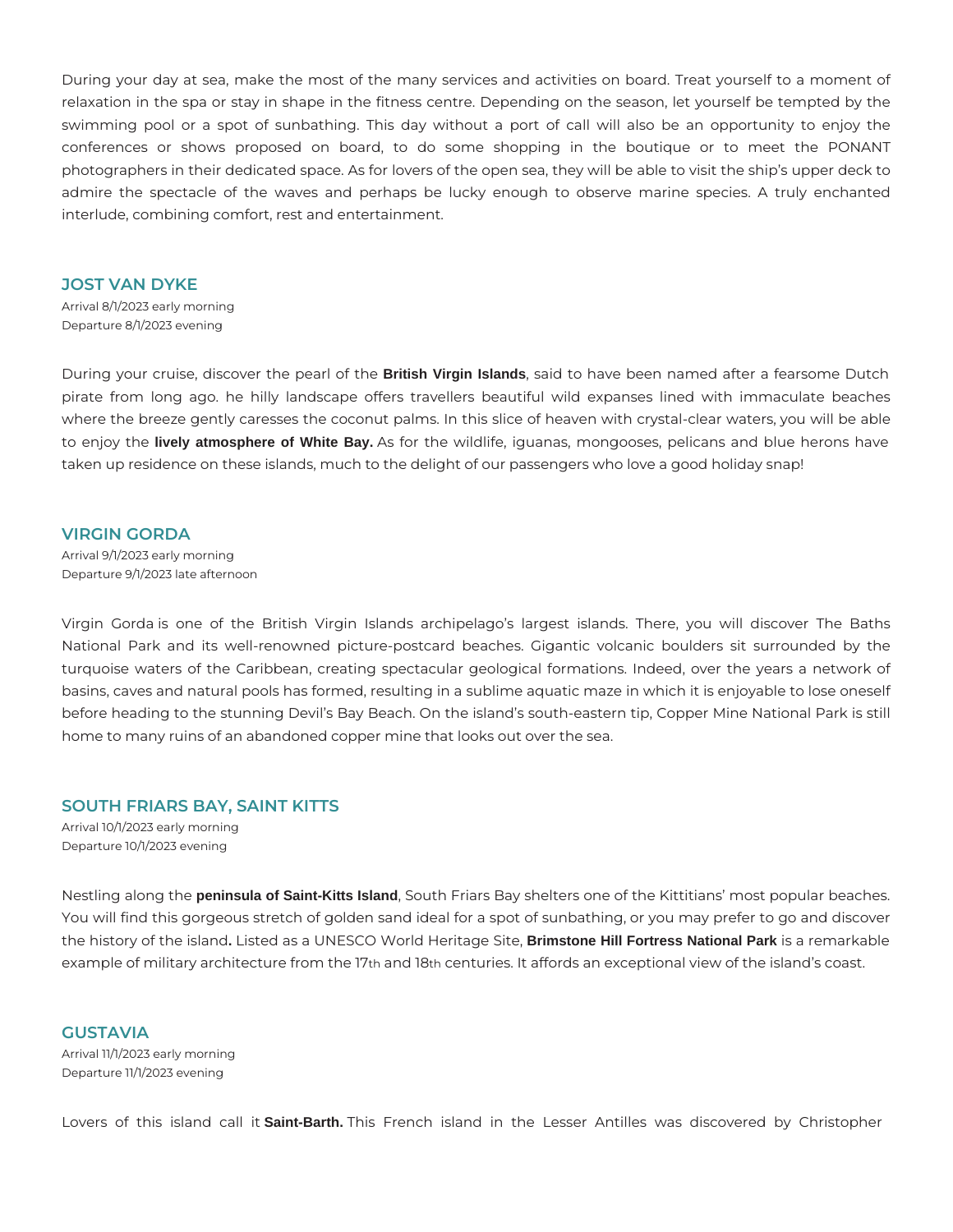During your day at sea, make the most of the many services and activities on board. Treat yourself to a moment of relaxation in the spa or stay in shape in the fitness centre. Depending on the season, let yourself be tempted by the swimming pool or a spot of sunbathing. This day without a port of call will also be an opportunity to enjoy the conferences or shows proposed on board, to do some shopping in the boutique or to meet the PONANT photographers in their dedicated space. As for lovers of the open sea, they will be able to visit the ship's upper deck to admire the spectacle of the waves and perhaps be lucky enough to observe marine species. A truly enchanted interlude, combining comfort, rest and entertainment.

## JOST VAN DYKE

Arrival 8/1/2023 early morning
Departure 8/1/2023 evening

During your cruise, discover the pearl of the **British Virgin Islands**, said to have been named after a fearsome Dutch pirate from long ago. he hilly landscape offers travellers beautiful wild expanses lined with immaculate beaches where the breeze gently caresses the coconut palms. In this slice of heaven with crystal-clear waters, you will be able to enjoy the **lively atmosphere of White Bay.** As for the wildlife, iguanas, mongooses, pelicans and blue herons have taken up residence on these islands, much to the delight of our passengers who love a good holiday snap!

## VIRGIN GORDA

Arrival 9/1/2023 early morning
Departure 9/1/2023 late afternoon

Virgin Gorda is one of the British Virgin Islands archipelago's largest islands. There, you will discover The Baths National Park and its well-renowned picture-postcard beaches. Gigantic volcanic boulders sit surrounded by the turquoise waters of the Caribbean, creating spectacular geological formations. Indeed, over the years a network of basins, caves and natural pools has formed, resulting in a sublime aquatic maze in which it is enjoyable to lose oneself before heading to the stunning Devil's Bay Beach. On the island's south-eastern tip, Copper Mine National Park is still home to many ruins of an abandoned copper mine that looks out over the sea.

## SOUTH FRIARS BAY, SAINT KITTS

Arrival 10/1/2023 early morning
Departure 10/1/2023 evening

Nestling along the **peninsula of Saint-Kitts Island**, South Friars Bay shelters one of the Kittitians' most popular beaches. You will find this gorgeous stretch of golden sand ideal for a spot of sunbathing, or you may prefer to go and discover the history of the island**.** Listed as a UNESCO World Heritage Site, **Brimstone Hill Fortress National Park** is a remarkable example of military architecture from the 17th and 18th centuries. It affords an exceptional view of the island's coast.

## GUSTAVIA

Arrival 11/1/2023 early morning
Departure 11/1/2023 evening

Lovers of this island call it **Saint-Barth.** This French island in the Lesser Antilles was discovered by Christopher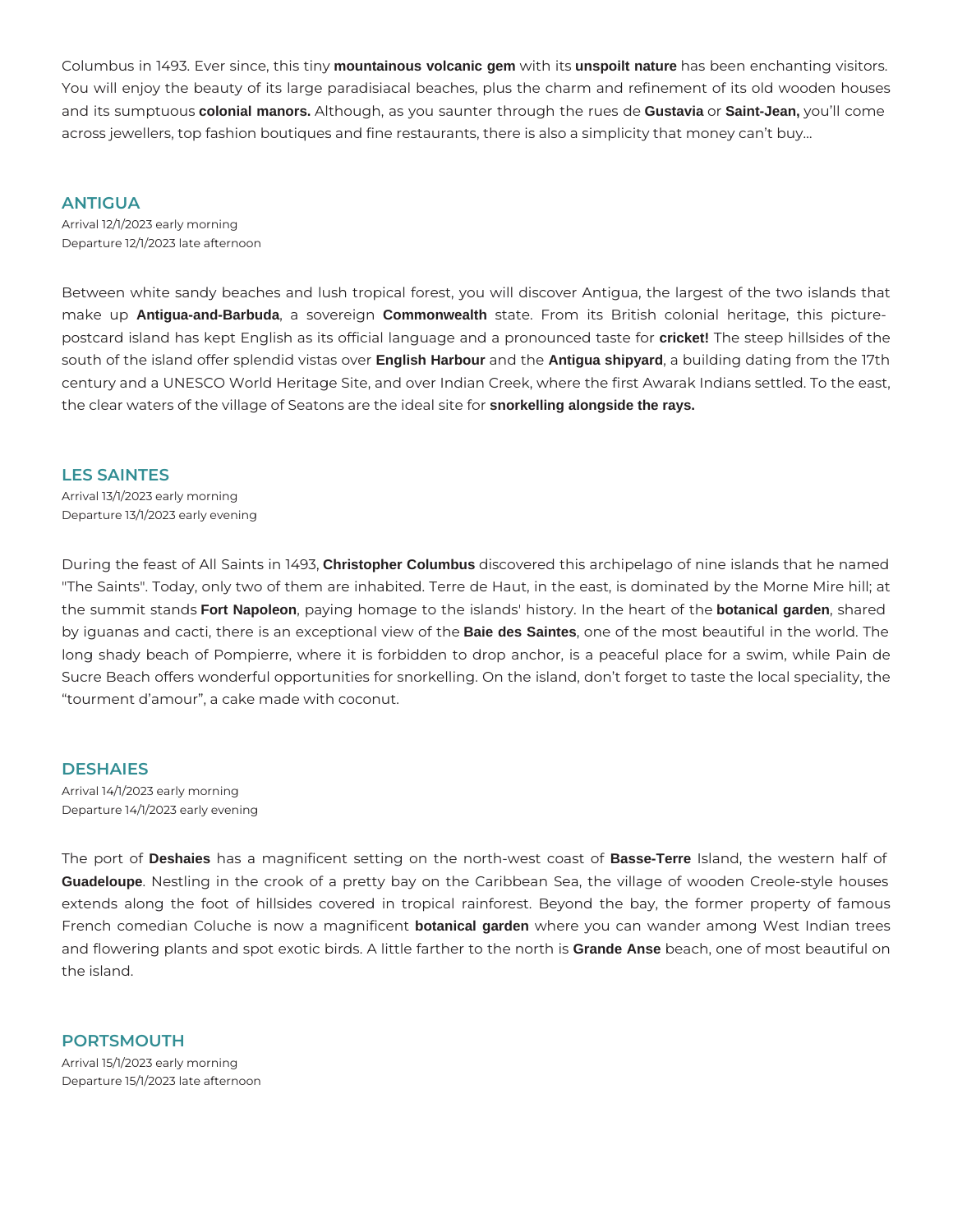Columbus in 1493. Ever since, this tiny **mountainous volcanic gem** with its **unspoilt nature** has been enchanting visitors. You will enjoy the beauty of its large paradisiacal beaches, plus the charm and refinement of its old wooden houses and its sumptuous **colonial manors.** Although, as you saunter through the rues de **Gustavia** or **Saint-Jean,** you'll come across jewellers, top fashion boutiques and fine restaurants, there is also a simplicity that money can't buy...

## ANTIGUA

Arrival 12/1/2023 early morning
Departure 12/1/2023 late afternoon

Between white sandy beaches and lush tropical forest, you will discover Antigua, the largest of the two islands that make up **Antigua-and-Barbuda**, a sovereign **Commonwealth** state. From its British colonial heritage, this picture-postcard island has kept English as its official language and a pronounced taste for **cricket!** The steep hillsides of the south of the island offer splendid vistas over **English Harbour** and the **Antigua shipyard**, a building dating from the 17th century and a UNESCO World Heritage Site, and over Indian Creek, where the first Awarak Indians settled. To the east, the clear waters of the village of Seatons are the ideal site for **snorkelling alongside the rays.**

## LES SAINTES

Arrival 13/1/2023 early morning
Departure 13/1/2023 early evening

During the feast of All Saints in 1493, **Christopher Columbus** discovered this archipelago of nine islands that he named "The Saints". Today, only two of them are inhabited. Terre de Haut, in the east, is dominated by the Morne Mire hill; at the summit stands **Fort Napoleon**, paying homage to the islands' history. In the heart of the **botanical garden**, shared by iguanas and cacti, there is an exceptional view of the **Baie des Saintes**, one of the most beautiful in the world. The long shady beach of Pompierre, where it is forbidden to drop anchor, is a peaceful place for a swim, while Pain de Sucre Beach offers wonderful opportunities for snorkelling. On the island, don't forget to taste the local speciality, the "tourment d'amour", a cake made with coconut.

## DESHAIES

Arrival 14/1/2023 early morning
Departure 14/1/2023 early evening

The port of **Deshaies** has a magnificent setting on the north-west coast of **Basse-Terre** Island, the western half of **Guadeloupe**. Nestling in the crook of a pretty bay on the Caribbean Sea, the village of wooden Creole-style houses extends along the foot of hillsides covered in tropical rainforest. Beyond the bay, the former property of famous French comedian Coluche is now a magnificent **botanical garden** where you can wander among West Indian trees and flowering plants and spot exotic birds. A little farther to the north is **Grande Anse** beach, one of most beautiful on the island.

## PORTSMOUTH

Arrival 15/1/2023 early morning
Departure 15/1/2023 late afternoon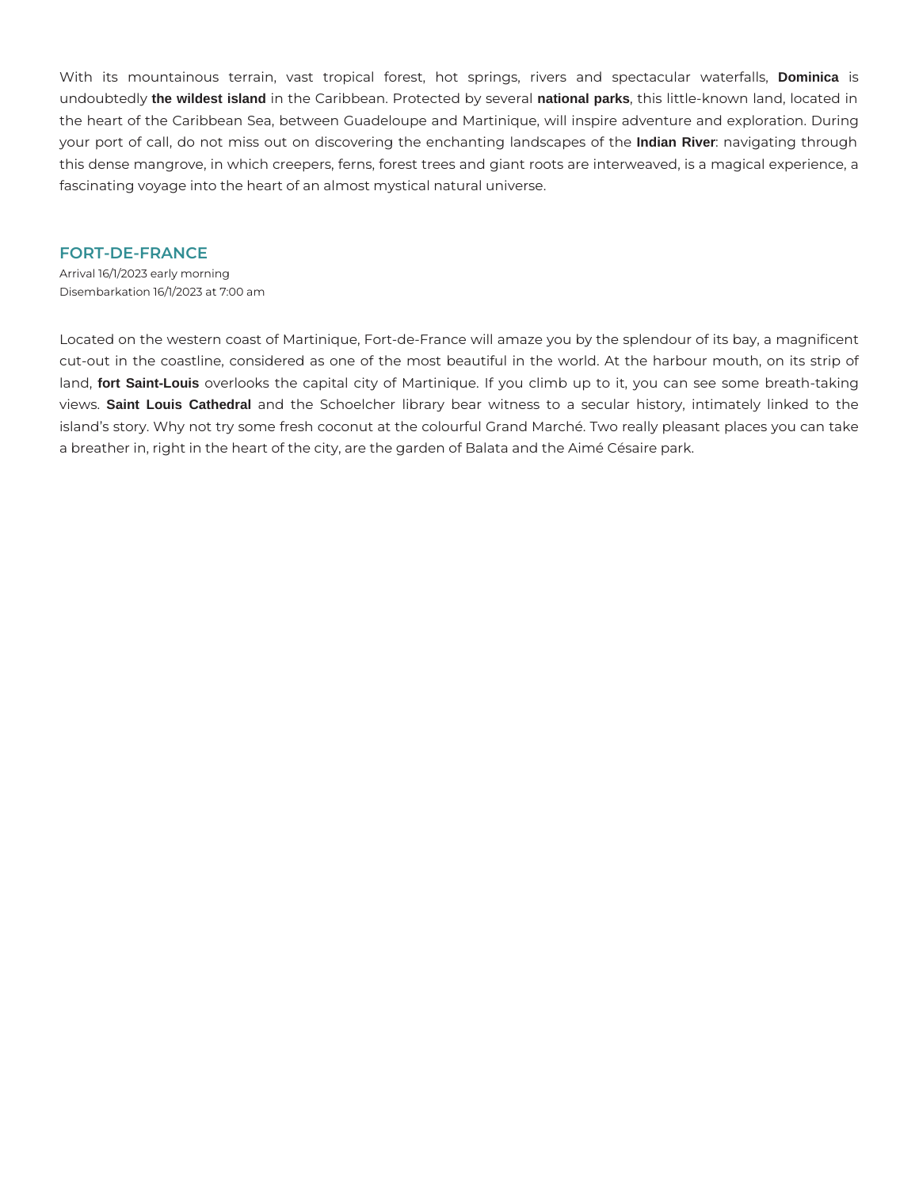With its mountainous terrain, vast tropical forest, hot springs, rivers and spectacular waterfalls, **Dominica** is undoubtedly **the wildest island** in the Caribbean. Protected by several **national parks**, this little-known land, located in the heart of the Caribbean Sea, between Guadeloupe and Martinique, will inspire adventure and exploration. During your port of call, do not miss out on discovering the enchanting landscapes of the **Indian River**: navigating through this dense mangrove, in which creepers, ferns, forest trees and giant roots are interweaved, is a magical experience, a fascinating voyage into the heart of an almost mystical natural universe.

## FORT-DE-FRANCE

Arrival 16/1/2023 early morning
Disembarkation 16/1/2023 at 7:00 am

Located on the western coast of Martinique, Fort-de-France will amaze you by the splendour of its bay, a magnificent cut-out in the coastline, considered as one of the most beautiful in the world. At the harbour mouth, on its strip of land, **fort Saint-Louis** overlooks the capital city of Martinique. If you climb up to it, you can see some breath-taking views. **Saint Louis Cathedral** and the Schoelcher library bear witness to a secular history, intimately linked to the island's story. Why not try some fresh coconut at the colourful Grand Marché. Two really pleasant places you can take a breather in, right in the heart of the city, are the garden of Balata and the Aimé Césaire park.